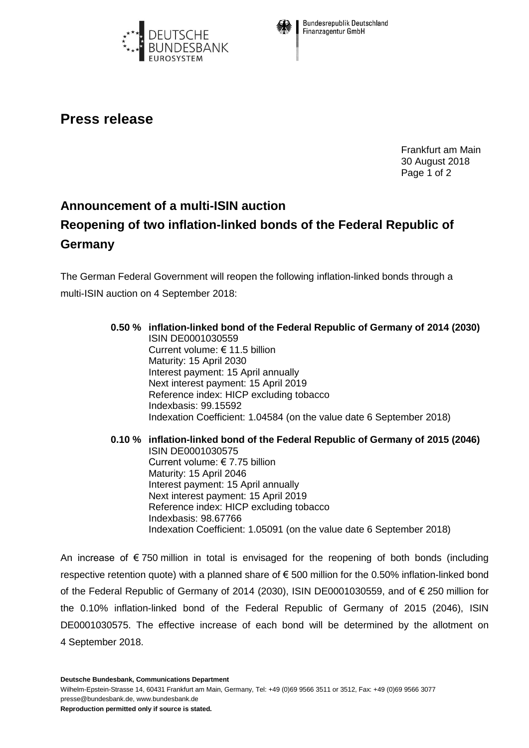Deutsche Bundesbank Eurosystem

Bundesrepublik Deutschland Finanzagentur GmbH

# Press release

Frankfurt am Main
30 August 2018

## Announcement of a multi-ISIN auction
## Reopening of two inflation-linked bonds of the Federal Republic of Germany

The German Federal Government will reopen the following inflation-linked bonds through a multi-ISIN auction on 4 September 2018:

**0.50 % inflation-linked bond of the Federal Republic of Germany of 2014 (2030)**
ISIN DE0001030559
Current volume: € 11.5 billion
Maturity: 15 April 2030
Interest payment: 15 April annually
Next interest payment: 15 April 2019
Reference index: HICP excluding tobacco
Indexbasis: 99.15592
Indexation Coefficient: 1.04584 (on the value date 6 September 2018)

**0.10 % inflation-linked bond of the Federal Republic of Germany of 2015 (2046)**
ISIN DE0001030575
Current volume: € 7.75 billion
Maturity: 15 April 2046
Interest payment: 15 April annually
Next interest payment: 15 April 2019
Reference index: HICP excluding tobacco
Indexbasis: 98.67766
Indexation Coefficient: 1.05091 (on the value date 6 September 2018)

An increase of € 750 million in total is envisaged for the reopening of both bonds (including respective retention quote) with a planned share of € 500 million for the 0.50% inflation-linked bond of the Federal Republic of Germany of 2014 (2030), ISIN DE0001030559, and of € 250 million for the 0.10% inflation-linked bond of the Federal Republic of Germany of 2015 (2046), ISIN DE0001030575. The effective increase of each bond will be determined by the allotment on 4 September 2018.

**Deutsche Bundesbank, Communications Department**
Wilhelm-Epstein-Strasse 14, 60431 Frankfurt am Main, Germany, Tel: +49 (0)69 9566 3511 or 3512, Fax: +49 (0)69 9566 3077
presse@bundesbank.de, www.bundesbank.de
**Reproduction permitted only if source is stated.**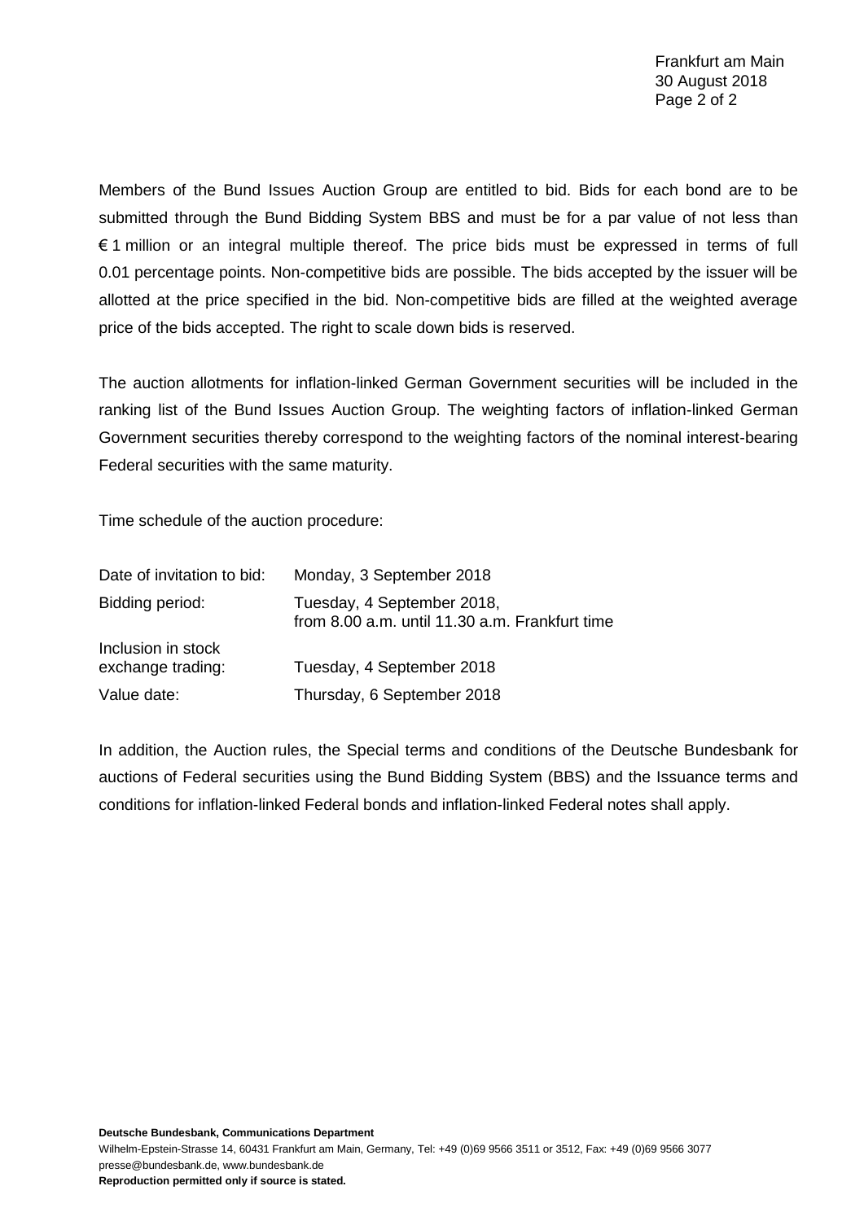Members of the Bund Issues Auction Group are entitled to bid. Bids for each bond are to be submitted through the Bund Bidding System BBS and must be for a par value of not less than € 1 million or an integral multiple thereof. The price bids must be expressed in terms of full 0.01 percentage points. Non-competitive bids are possible. The bids accepted by the issuer will be allotted at the price specified in the bid. Non-competitive bids are filled at the weighted average price of the bids accepted. The right to scale down bids is reserved.

The auction allotments for inflation-linked German Government securities will be included in the ranking list of the Bund Issues Auction Group. The weighting factors of inflation-linked German Government securities thereby correspond to the weighting factors of the nominal interest-bearing Federal securities with the same maturity.

Time schedule of the auction procedure:

| | |
|---|---|
| Date of invitation to bid: | Monday, 3 September 2018 |
| Bidding period: | Tuesday, 4 September 2018, from 8.00 a.m. until 11.30 a.m. Frankfurt time |
| Inclusion in stock exchange trading: | Tuesday, 4 September 2018 |
| Value date: | Thursday, 6 September 2018 |

In addition, the Auction rules, the Special terms and conditions of the Deutsche Bundesbank for auctions of Federal securities using the Bund Bidding System (BBS) and the Issuance terms and conditions for inflation-linked Federal bonds and inflation-linked Federal notes shall apply.

**Deutsche Bundesbank, Communications Department**
Wilhelm-Epstein-Strasse 14, 60431 Frankfurt am Main, Germany, Tel: +49 (0)69 9566 3511 or 3512, Fax: +49 (0)69 9566 3077
presse@bundesbank.de, www.bundesbank.de
**Reproduction permitted only if source is stated.**